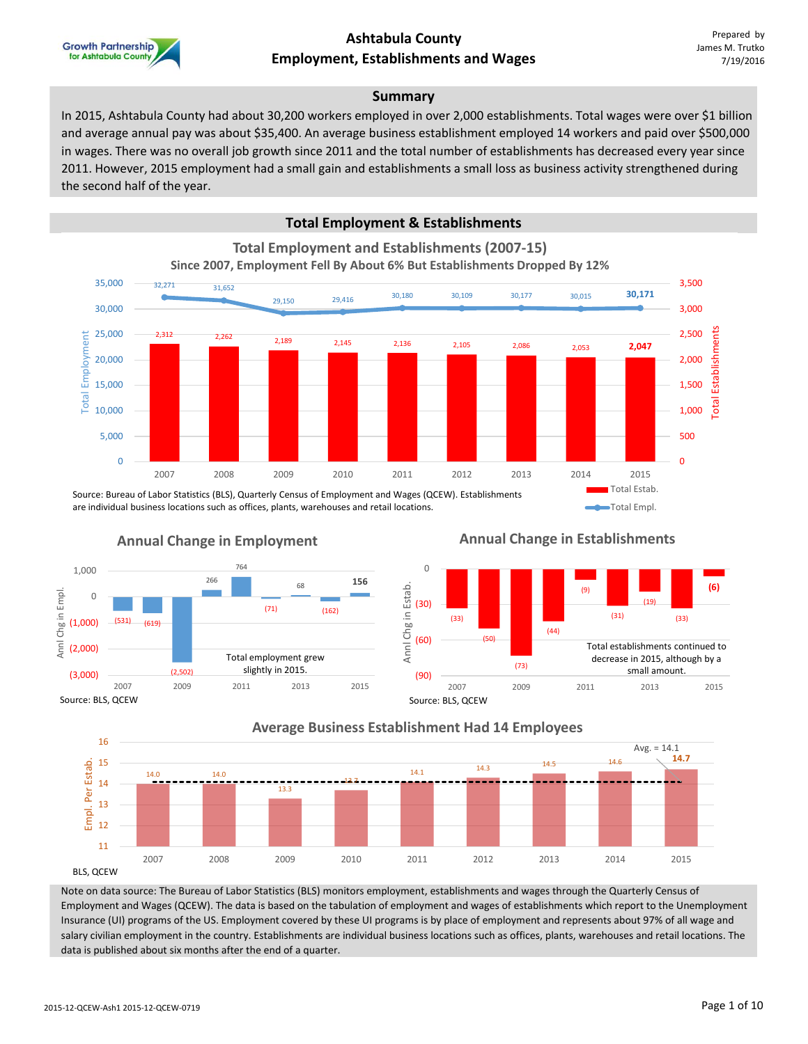Growth Partnership for Ashtabula County

# Ashtabula County
# Employment, Establishments and Wages

Prepared by
James M. Trutko
7/19/2016

## Summary

In 2015, Ashtabula County had about 30,200 workers employed in over 2,000 establishments. Total wages were over $1 billion and average annual pay was about $35,400. An average business establishment employed 14 workers and paid over $500,000 in wages. There was no overall job growth since 2011 and the total number of establishments has decreased every year since 2011. However, 2015 employment had a small gain and establishments a small loss as business activity strengthened during the second half of the year.

## Total Employment & Establishments

### Total Employment and Establishments (2007-15)
**Since 2007, Employment Fell By About 6% But Establishments Dropped By 12%**

| Year | Total Empl. | Total Estab. |
|---|---|---|
| 2007 | 32,271 | 2,312 |
| 2008 | 31,652 | 2,262 |
| 2009 | 29,150 | 2,189 |
| 2010 | 29,416 | 2,145 |
| 2011 | 30,180 | 2,136 |
| 2012 | 30,109 | 2,105 |
| 2013 | 30,177 | 2,086 |
| 2014 | 30,015 | 2,053 |
| 2015 | 30,171 | 2,047 |

Source: Bureau of Labor Statistics (BLS), Quarterly Census of Employment and Wages (QCEW). Establishments are individual business locations such as offices, plants, warehouses and retail locations.

### Annual Change in Employment

| Year | Annl Chg in Empl. |
|---|---|
| 2007 | (531) |
| 2008 | (619) |
| 2009 | (2,502) |
| 2010 | 266 |
| 2011 | 764 |
| 2012 | (71) |
| 2013 | 68 |
| 2014 | (162) |
| 2015 | 156 |

Total employment grew slightly in 2015.

Source: BLS, QCEW

### Annual Change in Establishments

| Year | Annl Chg in Estab. |
|---|---|
| 2007 | (33) |
| 2008 | (50) |
| 2009 | (73) |
| 2010 | (44) |
| 2011 | (9) |
| 2012 | (31) |
| 2013 | (19) |
| 2014 | (33) |
| 2015 | (6) |

Total establishments continued to decrease in 2015, although by a small amount.

Source: BLS, QCEW

### Average Business Establishment Had 14 Employees

| Year | Empl. Per Estab. |
|---|---|
| 2007 | 14.0 |
| 2008 | 14.0 |
| 2009 | 13.3 |
| 2010 | 13.7 |
| 2011 | 14.1 |
| 2012 | 14.3 |
| 2013 | 14.5 |
| 2014 | 14.6 |
| 2015 | 14.7 |

Avg. = 14.1

BLS, QCEW

Note on data source: The Bureau of Labor Statistics (BLS) monitors employment, establishments and wages through the Quarterly Census of Employment and Wages (QCEW). The data is based on the tabulation of employment and wages of establishments which report to the Unemployment Insurance (UI) programs of the US. Employment covered by these UI programs is by place of employment and represents about 97% of all wage and salary civilian employment in the country. Establishments are individual business locations such as offices, plants, warehouses and retail locations. The data is published about six months after the end of a quarter.

2015-12-QCEW-Ash1 2015-12-QCEW-0719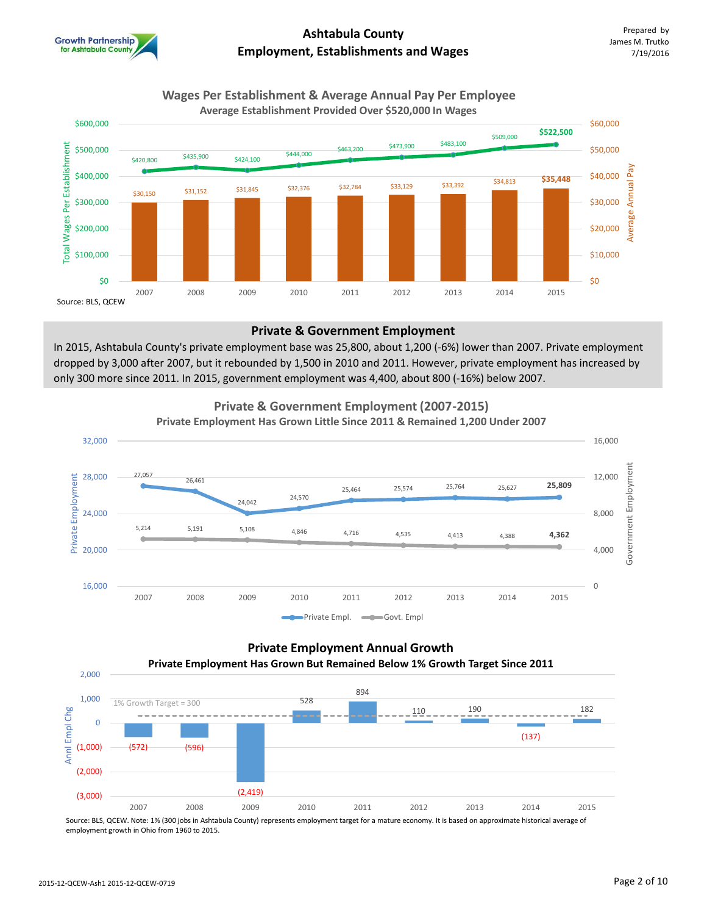# Ashtabula County Employment, Establishments and Wages

Prepared by James M. Trutko 7/19/2016

## Wages Per Establishment & Average Annual Pay Per Employee

**Average Establishment Provided Over $520,000 In Wages**

| Year | Total Wages Per Establishment | Average Annual Pay |
|---|---|---|
| 2007 | $420,800 | $30,150 |
| 2008 | $435,900 | $31,152 |
| 2009 | $424,100 | $31,845 |
| 2010 | $444,000 | $32,376 |
| 2011 | $463,200 | $32,784 |
| 2012 | $473,900 | $33,129 |
| 2013 | $483,100 | $33,392 |
| 2014 | $509,000 | $34,813 |
| 2015 | $522,500 | $35,448 |

Source: BLS, QCEW

## Private & Government Employment

In 2015, Ashtabula County's private employment base was 25,800, about 1,200 (-6%) lower than 2007. Private employment dropped by 3,000 after 2007, but it rebounded by 1,500 in 2010 and 2011. However, private employment has increased by only 300 more since 2011. In 2015, government employment was 4,400, about 800 (-16%) below 2007.

## Private & Government Employment (2007-2015)

**Private Employment Has Grown Little Since 2011 & Remained 1,200 Under 2007**

| Year | Private Empl. | Govt. Empl |
|---|---|---|
| 2007 | 27,057 | 5,214 |
| 2008 | 26,461 | 5,191 |
| 2009 | 24,042 | 5,108 |
| 2010 | 24,570 | 4,846 |
| 2011 | 25,464 | 4,716 |
| 2012 | 25,574 | 4,535 |
| 2013 | 25,764 | 4,413 |
| 2014 | 25,627 | 4,388 |
| 2015 | 25,809 | 4,362 |

## Private Employment Annual Growth

**Private Employment Has Grown But Remained Below 1% Growth Target Since 2011**

1% Growth Target = 300

| Year | Annl Empl Chg |
|---|---|
| 2007 | (572) |
| 2008 | (596) |
| 2009 | (2,419) |
| 2010 | 528 |
| 2011 | 894 |
| 2012 | 110 |
| 2013 | 190 |
| 2014 | (137) |
| 2015 | 182 |

Source: BLS, QCEW. Note: 1% (300 jobs in Ashtabula County) represents employment target for a mature economy. It is based on approximate historical average of employment growth in Ohio from 1960 to 2015.

2015-12-QCEW-Ash1 2015-12-QCEW-0719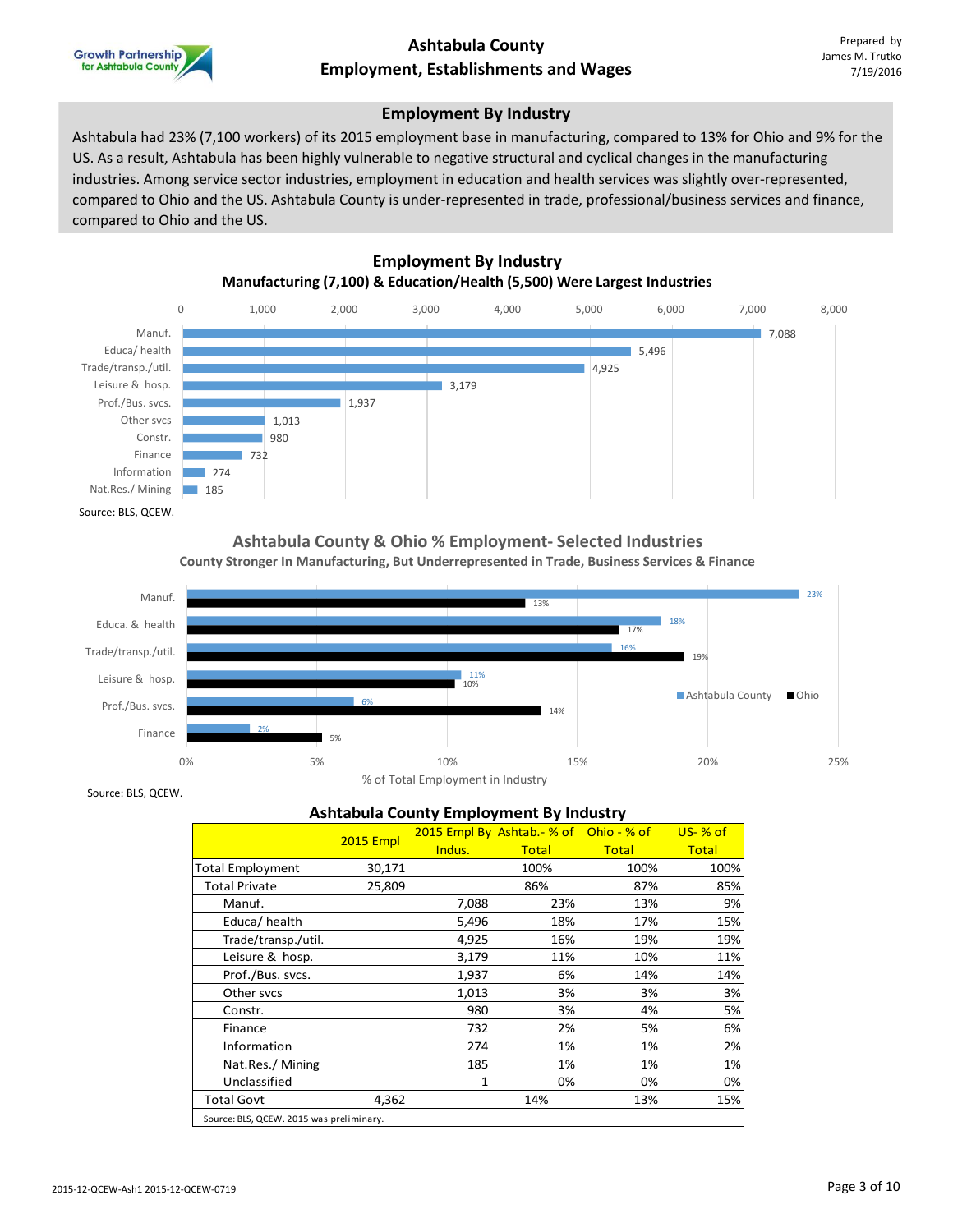Growth Partnership for Ashtabula County

# Ashtabula County
# Employment, Establishments and Wages

Prepared by
James M. Trutko
7/19/2016

## Employment By Industry

Ashtabula had 23% (7,100 workers) of its 2015 employment base in manufacturing, compared to 13% for Ohio and 9% for the US. As a result, Ashtabula has been highly vulnerable to negative structural and cyclical changes in the manufacturing industries. Among service sector industries, employment in education and health services was slightly over-represented, compared to Ohio and the US. Ashtabula County is under-represented in trade, professional/business services and finance, compared to Ohio and the US.

### Employment By Industry
**Manufacturing (7,100) & Education/Health (5,500) Were Largest Industries**

| Industry | Employment |
|---|---|
| Manuf. | 7,088 |
| Educa/ health | 5,496 |
| Trade/transp./util. | 4,925 |
| Leisure & hosp. | 3,179 |
| Prof./Bus. svcs. | 1,937 |
| Other svcs | 1,013 |
| Constr. | 980 |
| Finance | 732 |
| Information | 274 |
| Nat.Res./ Mining | 185 |

Source: BLS, QCEW.

### Ashtabula County & Ohio % Employment- Selected Industries
**County Stronger In Manufacturing, But Underrepresented in Trade, Business Services & Finance**

| Industry | Ashtabula County | Ohio |
|---|---|---|
| Manuf. | 23% | 13% |
| Educa. & health | 18% | 17% |
| Trade/transp./util. | 16% | 19% |
| Leisure & hosp. | 11% | 10% |
| Prof./Bus. svcs. | 6% | 14% |
| Finance | 2% | 5% |

% of Total Employment in Industry

Source: BLS, QCEW.

### Ashtabula County Employment By Industry

| | 2015 Empl | 2015 Empl By Indus. | Ashtab.- % of Total | Ohio - % of Total | US- % of Total |
|---|---|---|---|---|---|
| Total Employment | 30,171 | | 100% | 100% | 100% |
| Total Private | 25,809 | | 86% | 87% | 85% |
| Manuf. | | 7,088 | 23% | 13% | 9% |
| Educa/ health | | 5,496 | 18% | 17% | 15% |
| Trade/transp./util. | | 4,925 | 16% | 19% | 19% |
| Leisure & hosp. | | 3,179 | 11% | 10% | 11% |
| Prof./Bus. svcs. | | 1,937 | 6% | 14% | 14% |
| Other svcs | | 1,013 | 3% | 3% | 3% |
| Constr. | | 980 | 3% | 4% | 5% |
| Finance | | 732 | 2% | 5% | 6% |
| Information | | 274 | 1% | 1% | 2% |
| Nat.Res./ Mining | | 185 | 1% | 1% | 1% |
| Unclassified | | 1 | 0% | 0% | 0% |
| Total Govt | 4,362 | | 14% | 13% | 15% |

Source: BLS, QCEW. 2015 was preliminary.

2015-12-QCEW-Ash1 2015-12-QCEW-0719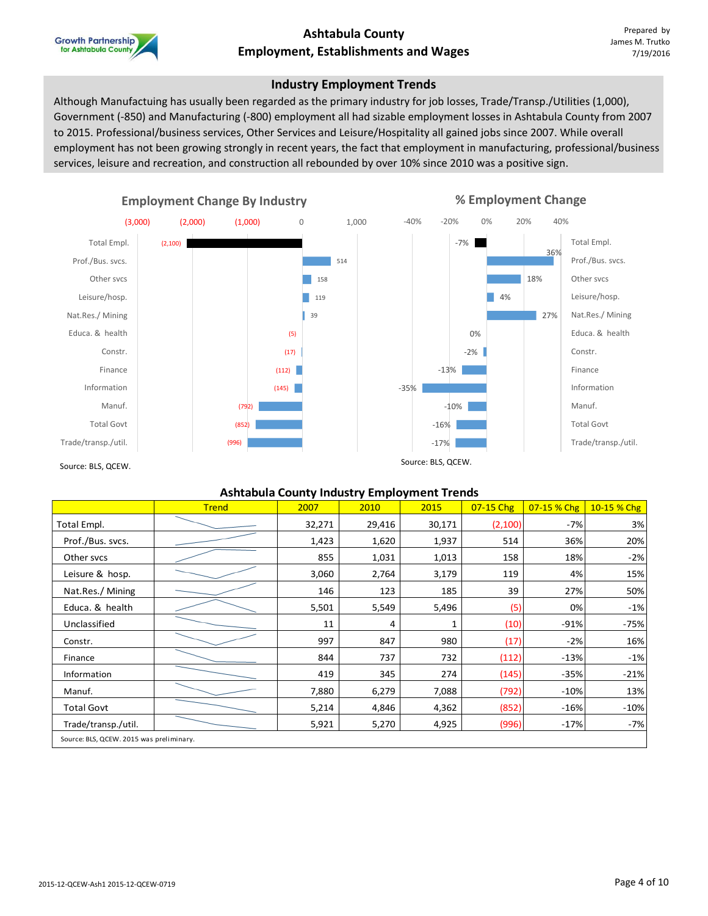Growth Partnership for Ashtabula County

# Ashtabula County
# Employment, Establishments and Wages

Prepared by
James M. Trutko
7/19/2016

## Industry Employment Trends

Although Manufactuing has usually been regarded as the primary industry for job losses, Trade/Transp./Utilities (1,000), Government (-850) and Manufacturing (-800) employment all had sizable employment losses in Ashtabula County from 2007 to 2015. Professional/business services, Other Services and Leisure/Hospitality all gained jobs since 2007. While overall employment has not been growing strongly in recent years, the fact that employment in manufacturing, professional/business services, leisure and recreation, and construction all rebounded by over 10% since 2010 was a positive sign.

### Employment Change By Industry

| Industry | Change |
|---|---|
| Total Empl. | (2,100) |
| Prof./Bus. svcs. | 514 |
| Other svcs | 158 |
| Leisure/hosp. | 119 |
| Nat.Res./ Mining | 39 |
| Educa. & health | (5) |
| Constr. | (17) |
| Finance | (112) |
| Information | (145) |
| Manuf. | (792) |
| Total Govt | (852) |
| Trade/transp./util. | (996) |

Source: BLS, QCEW.

### % Employment Change

| Industry | % Change |
|---|---|
| Total Empl. | -7% |
| Prof./Bus. svcs. | 36% |
| Other svcs | 18% |
| Leisure/hosp. | 4% |
| Nat.Res./ Mining | 27% |
| Educa. & health | 0% |
| Constr. | -2% |
| Finance | -13% |
| Information | -35% |
| Manuf. | -10% |
| Total Govt | -16% |
| Trade/transp./util. | -17% |

Source: BLS, QCEW.

### Ashtabula County Industry Employment Trends

| | Trend | 2007 | 2010 | 2015 | 07-15 Chg | 07-15 % Chg | 10-15 % Chg |
|---|---|---|---|---|---|---|---|
| Total Empl. | | 32,271 | 29,416 | 30,171 | (2,100) | -7% | 3% |
| Prof./Bus. svcs. | | 1,423 | 1,620 | 1,937 | 514 | 36% | 20% |
| Other svcs | | 855 | 1,031 | 1,013 | 158 | 18% | -2% |
| Leisure & hosp. | | 3,060 | 2,764 | 3,179 | 119 | 4% | 15% |
| Nat.Res./ Mining | | 146 | 123 | 185 | 39 | 27% | 50% |
| Educa. & health | | 5,501 | 5,549 | 5,496 | (5) | 0% | -1% |
| Unclassified | | 11 | 4 | 1 | (10) | -91% | -75% |
| Constr. | | 997 | 847 | 980 | (17) | -2% | 16% |
| Finance | | 844 | 737 | 732 | (112) | -13% | -1% |
| Information | | 419 | 345 | 274 | (145) | -35% | -21% |
| Manuf. | | 7,880 | 6,279 | 7,088 | (792) | -10% | 13% |
| Total Govt | | 5,214 | 4,846 | 4,362 | (852) | -16% | -10% |
| Trade/transp./util. | | 5,921 | 5,270 | 4,925 | (996) | -17% | -7% |

Source: BLS, QCEW. 2015 was preliminary.

2015-12-QCEW-Ash1 2015-12-QCEW-0719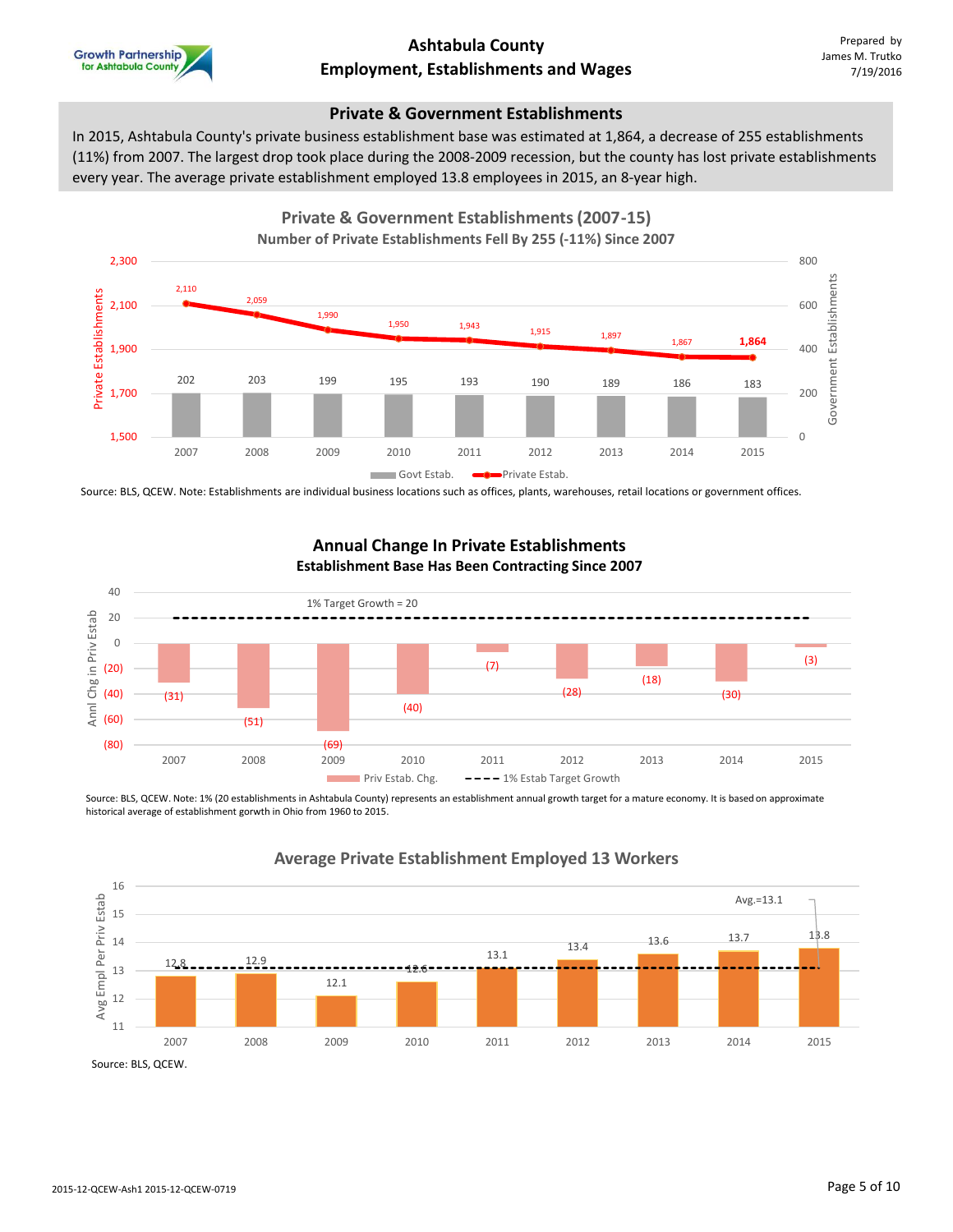## Private & Government Establishments

In 2015, Ashtabula County's private business establishment base was estimated at 1,864, a decrease of 255 establishments (11%) from 2007. The largest drop took place during the 2008-2009 recession, but the county has lost private establishments every year. The average private establishment employed 13.8 employees in 2015, an 8-year high.

### Private & Government Establishments (2007-15)
#### Number of Private Establishments Fell By 255 (-11%) Since 2007

| Year | Private Estab. | Govt Estab. |
|---|---|---|
| 2007 | 2,110 | 202 |
| 2008 | 2,059 | 203 |
| 2009 | 1,990 | 199 |
| 2010 | 1,950 | 195 |
| 2011 | 1,943 | 193 |
| 2012 | 1,915 | 190 |
| 2013 | 1,897 | 189 |
| 2014 | 1,867 | 186 |
| 2015 | 1,864 | 183 |

Source: BLS, QCEW. Note: Establishments are individual business locations such as offices, plants, warehouses, retail locations or government offices.

### Annual Change In Private Establishments
#### Establishment Base Has Been Contracting Since 2007

1% Target Growth = 20

| Year | Priv Estab. Chg. |
|---|---|
| 2007 | (31) |
| 2008 | (51) |
| 2009 | (69) |
| 2010 | (40) |
| 2011 | (7) |
| 2012 | (28) |
| 2013 | (18) |
| 2014 | (30) |
| 2015 | (3) |

Source: BLS, QCEW. Note: 1% (20 establishments in Ashtabula County) represents an establishment annual growth target for a mature economy. It is based on approximate historical average of establishment gorwth in Ohio from 1960 to 2015.

### Average Private Establishment Employed 13 Workers

Avg.=13.1

| Year | Avg Empl Per Priv Estab |
|---|---|
| 2007 | 12.8 |
| 2008 | 12.9 |
| 2009 | 12.1 |
| 2010 | 12.6 |
| 2011 | 13.1 |
| 2012 | 13.4 |
| 2013 | 13.6 |
| 2014 | 13.7 |
| 2015 | 13.8 |

Source: BLS, QCEW.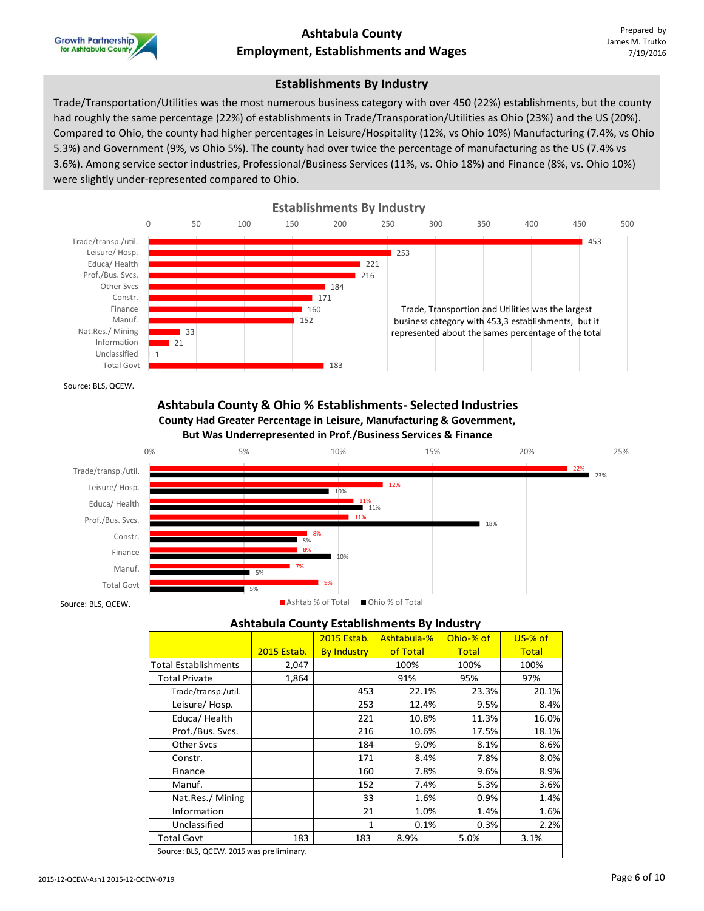# Ashtabula County Employment, Establishments and Wages

Prepared by James M. Trutko 7/19/2016

## Establishments By Industry

Trade/Transportation/Utilities was the most numerous business category with over 450 (22%) establishments, but the county had roughly the same percentage (22%) of establishments in Trade/Transporation/Utilities as Ohio (23%) and the US (20%). Compared to Ohio, the county had higher percentages in Leisure/Hospitality (12%, vs Ohio 10%) Manufacturing (7.4%, vs Ohio 5.3%) and Government (9%, vs Ohio 5%). The county had over twice the percentage of manufacturing as the US (7.4% vs 3.6%). Among service sector industries, Professional/Business Services (11%, vs. Ohio 18%) and Finance (8%, vs. Ohio 10%) were slightly under-represented compared to Ohio.

### Establishments By Industry

| Industry | Establishments |
|---|---|
| Trade/transp./util. | 453 |
| Leisure/ Hosp. | 253 |
| Educa/ Health | 221 |
| Prof./Bus. Svcs. | 216 |
| Other Svcs | 184 |
| Constr. | 171 |
| Finance | 160 |
| Manuf. | 152 |
| Nat.Res./ Mining | 33 |
| Information | 21 |
| Unclassified | 1 |
| Total Govt | 183 |

Trade, Transportion and Utilities was the largest business category with 453,3 establishments, but it represented about the sames percentage of the total

Source: BLS, QCEW.

### Ashtabula County & Ohio % Establishments- Selected Industries

**County Had Greater Percentage in Leisure, Manufacturing & Government, But Was Underrepresented in Prof./Business Services & Finance**

| Industry | Ashtab % of Total | Ohio % of Total |
|---|---|---|
| Trade/transp./util. | 22% | 23% |
| Leisure/ Hosp. | 12% | 10% |
| Educa/ Health | 11% | 11% |
| Prof./Bus. Svcs. | 11% | 18% |
| Constr. | 8% | 8% |
| Finance | 8% | 10% |
| Manuf. | 7% | 5% |
| Total Govt | 9% | 5% |

Source: BLS, QCEW.

### Ashtabula County Establishments By Industry

| | 2015 Estab. | 2015 Estab. By Industry | Ashtabula-% of Total | Ohio-% of Total | US-% of Total |
|---|---|---|---|---|---|
| Total Establishments | 2,047 | | 100% | 100% | 100% |
| Total Private | 1,864 | | 91% | 95% | 97% |
| Trade/transp./util. | | 453 | 22.1% | 23.3% | 20.1% |
| Leisure/ Hosp. | | 253 | 12.4% | 9.5% | 8.4% |
| Educa/ Health | | 221 | 10.8% | 11.3% | 16.0% |
| Prof./Bus. Svcs. | | 216 | 10.6% | 17.5% | 18.1% |
| Other Svcs | | 184 | 9.0% | 8.1% | 8.6% |
| Constr. | | 171 | 8.4% | 7.8% | 8.0% |
| Finance | | 160 | 7.8% | 9.6% | 8.9% |
| Manuf. | | 152 | 7.4% | 5.3% | 3.6% |
| Nat.Res./ Mining | | 33 | 1.6% | 0.9% | 1.4% |
| Information | | 21 | 1.0% | 1.4% | 1.6% |
| Unclassified | | 1 | 0.1% | 0.3% | 2.2% |
| Total Govt | 183 | 183 | 8.9% | 5.0% | 3.1% |

Source: BLS, QCEW. 2015 was preliminary.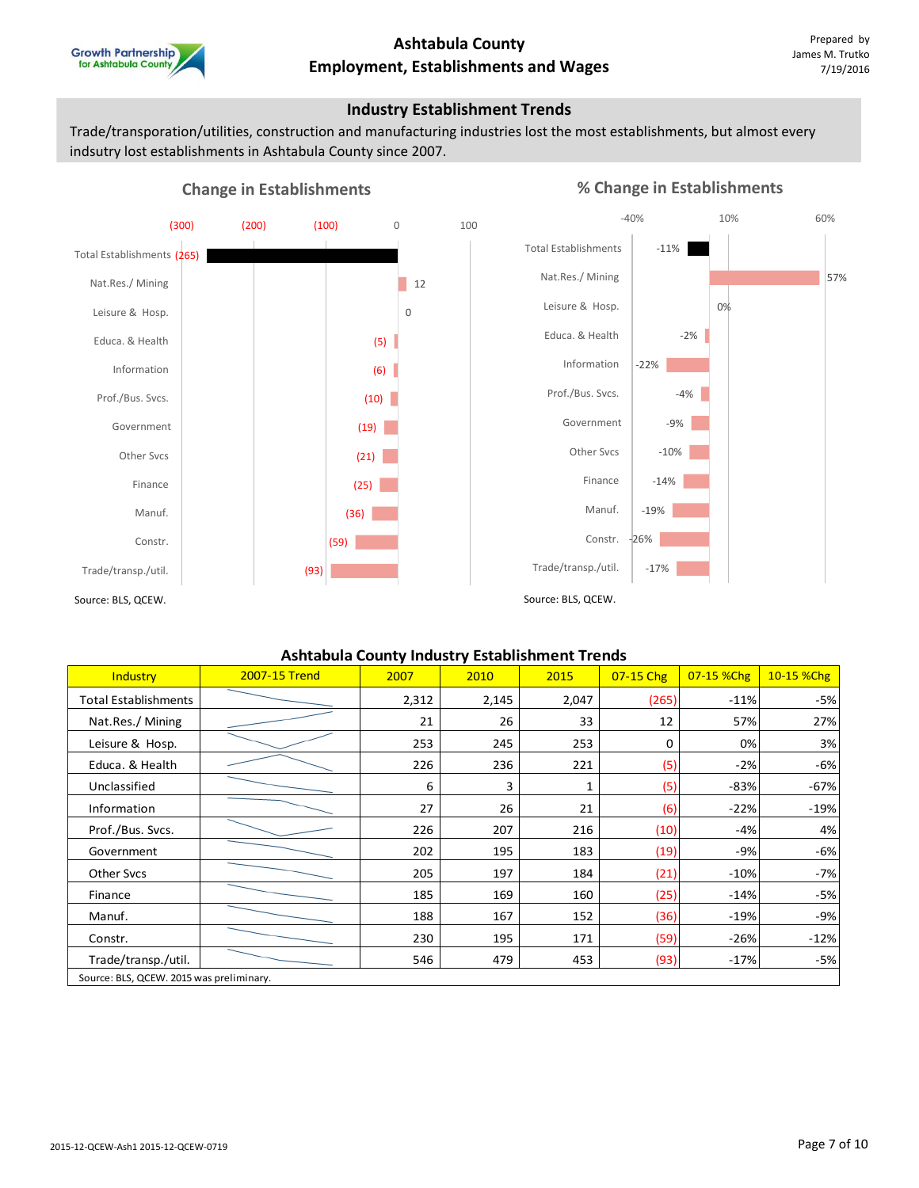# Ashtabula County
## Employment, Establishments and Wages

Prepared by
James M. Trutko
7/19/2016

### Industry Establishment Trends

Trade/transporation/utilities, construction and manufacturing industries lost the most establishments, but almost every indsutry lost establishments in Ashtabula County since 2007.

**Change in Establishments**

| Industry | Change |
|---|---|
| Total Establishments | (265) |
| Nat.Res./ Mining | 12 |
| Leisure & Hosp. | 0 |
| Educa. & Health | (5) |
| Information | (6) |
| Prof./Bus. Svcs. | (10) |
| Government | (19) |
| Other Svcs | (21) |
| Finance | (25) |
| Manuf. | (36) |
| Constr. | (59) |
| Trade/transp./util. | (93) |

Source: BLS, QCEW.

**% Change in Establishments**

| Industry | % Change |
|---|---|
| Total Establishments | -11% |
| Nat.Res./ Mining | 57% |
| Leisure & Hosp. | 0% |
| Educa. & Health | -2% |
| Information | -22% |
| Prof./Bus. Svcs. | -4% |
| Government | -9% |
| Other Svcs | -10% |
| Finance | -14% |
| Manuf. | -19% |
| Constr. | -26% |
| Trade/transp./util. | -17% |

Source: BLS, QCEW.

**Ashtabula County Industry Establishment Trends**

| Industry | 2007-15 Trend | 2007 | 2010 | 2015 | 07-15 Chg | 07-15 %Chg | 10-15 %Chg |
|---|---|---|---|---|---|---|---|
| Total Establishments | | 2,312 | 2,145 | 2,047 | (265) | -11% | -5% |
| Nat.Res./ Mining | | 21 | 26 | 33 | 12 | 57% | 27% |
| Leisure & Hosp. | | 253 | 245 | 253 | 0 | 0% | 3% |
| Educa. & Health | | 226 | 236 | 221 | (5) | -2% | -6% |
| Unclassified | | 6 | 3 | 1 | (5) | -83% | -67% |
| Information | | 27 | 26 | 21 | (6) | -22% | -19% |
| Prof./Bus. Svcs. | | 226 | 207 | 216 | (10) | -4% | 4% |
| Government | | 202 | 195 | 183 | (19) | -9% | -6% |
| Other Svcs | | 205 | 197 | 184 | (21) | -10% | -7% |
| Finance | | 185 | 169 | 160 | (25) | -14% | -5% |
| Manuf. | | 188 | 167 | 152 | (36) | -19% | -9% |
| Constr. | | 230 | 195 | 171 | (59) | -26% | -12% |
| Trade/transp./util. | | 546 | 479 | 453 | (93) | -17% | -5% |

Source: BLS, QCEW. 2015 was preliminary.

2015-12-QCEW-Ash1 2015-12-QCEW-0719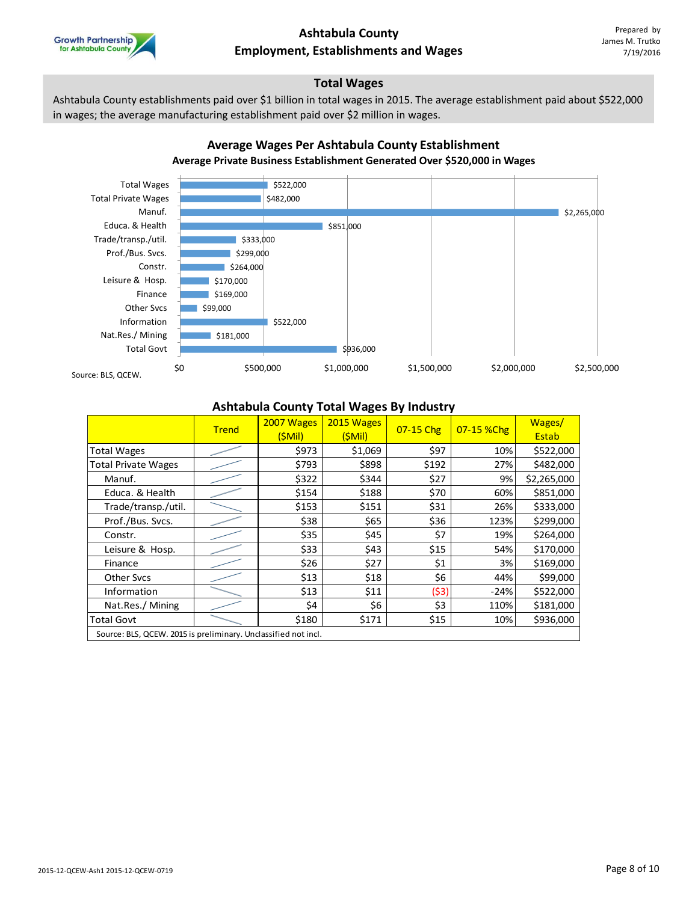# Ashtabula County
## Employment, Establishments and Wages

Prepared by
James M. Trutko
7/19/2016

### Total Wages

Ashtabula County establishments paid over $1 billion in total wages in 2015. The average establishment paid about $522,000 in wages; the average manufacturing establishment paid over $2 million in wages.

**Average Wages Per Ashtabula County Establishment**
**Average Private Business Establishment Generated Over $520,000 in Wages**

| Category | Average Wages |
|---|---|
| Total Wages | $522,000 |
| Total Private Wages | $482,000 |
| Manuf. | $2,265,000 |
| Educa. & Health | $851,000 |
| Trade/transp./util. | $333,000 |
| Prof./Bus. Svcs. | $299,000 |
| Constr. | $264,000 |
| Leisure & Hosp. | $170,000 |
| Finance | $169,000 |
| Other Svcs | $99,000 |
| Information | $522,000 |
| Nat.Res./ Mining | $181,000 |
| Total Govt | $936,000 |

Source: BLS, QCEW.

**Ashtabula County Total Wages By Industry**

| | Trend | 2007 Wages ($Mil) | 2015 Wages ($Mil) | 07-15 Chg | 07-15 %Chg | Wages/ Estab |
|---|---|---|---|---|---|---|
| Total Wages | | $973 | $1,069 | $97 | 10% | $522,000 |
| Total Private Wages | | $793 | $898 | $192 | 27% | $482,000 |
| Manuf. | | $322 | $344 | $27 | 9% | $2,265,000 |
| Educa. & Health | | $154 | $188 | $70 | 60% | $851,000 |
| Trade/transp./util. | | $153 | $151 | $31 | 26% | $333,000 |
| Prof./Bus. Svcs. | | $38 | $65 | $36 | 123% | $299,000 |
| Constr. | | $35 | $45 | $7 | 19% | $264,000 |
| Leisure & Hosp. | | $33 | $43 | $15 | 54% | $170,000 |
| Finance | | $26 | $27 | $1 | 3% | $169,000 |
| Other Svcs | | $13 | $18 | $6 | 44% | $99,000 |
| Information | | $13 | $11 | ($3) | -24% | $522,000 |
| Nat.Res./ Mining | | $4 | $6 | $3 | 110% | $181,000 |
| Total Govt | | $180 | $171 | $15 | 10% | $936,000 |

Source: BLS, QCEW. 2015 is preliminary. Unclassified not incl.

2015-12-QCEW-Ash1 2015-12-QCEW-0719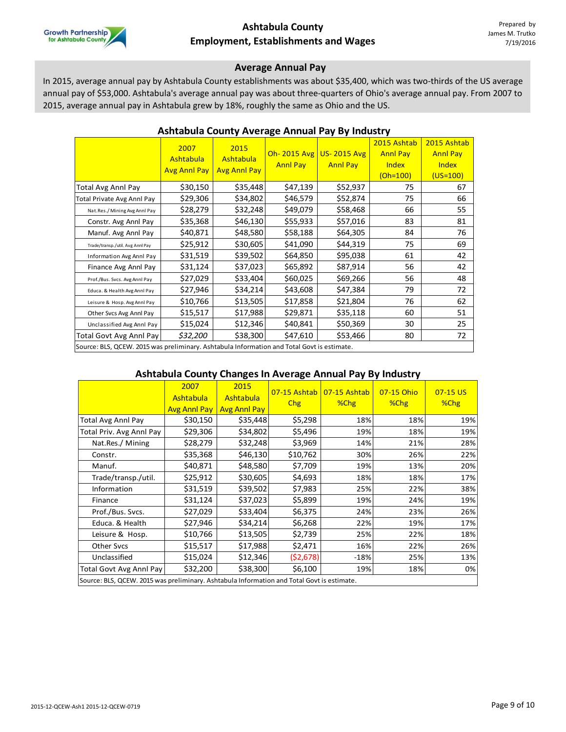# Ashtabula County
## Employment, Establishments and Wages

Prepared by James M. Trutko 7/19/2016

### Average Annual Pay

In 2015, average annual pay by Ashtabula County establishments was about $35,400, which was two-thirds of the US average annual pay of $53,000. Ashtabula's average annual pay was about three-quarters of Ohio's average annual pay. From 2007 to 2015, average annual pay in Ashtabula grew by 18%, roughly the same as Ohio and the US.

### Ashtabula County Average Annual Pay By Industry

| | 2007 Ashtabula Avg Annl Pay | 2015 Ashtabula Avg Annl Pay | Oh- 2015 Avg Annl Pay | US- 2015 Avg Annl Pay | 2015 Ashtab Annl Pay Index (Oh=100) | 2015 Ashtab Annl Pay Index (US=100) |
|---|---|---|---|---|---|---|
| Total Avg Annl Pay | $30,150 | $35,448 | $47,139 | $52,937 | 75 | 67 |
| Total Private Avg Annl Pay | $29,306 | $34,802 | $46,579 | $52,874 | 75 | 66 |
| Nat.Res./Mining Avg Annl Pay | $28,279 | $32,248 | $49,079 | $58,468 | 66 | 55 |
| Constr. Avg Annl Pay | $35,368 | $46,130 | $55,933 | $57,016 | 83 | 81 |
| Manuf. Avg Annl Pay | $40,871 | $48,580 | $58,188 | $64,305 | 84 | 76 |
| Trade/transp./util. Avg Annl Pay | $25,912 | $30,605 | $41,090 | $44,319 | 75 | 69 |
| Information Avg Annl Pay | $31,519 | $39,502 | $64,850 | $95,038 | 61 | 42 |
| Finance Avg Annl Pay | $31,124 | $37,023 | $65,892 | $87,914 | 56 | 42 |
| Prof./Bus. Svcs. Avg Annl Pay | $27,029 | $33,404 | $60,025 | $69,266 | 56 | 48 |
| Educa. & Health Avg Annl Pay | $27,946 | $34,214 | $43,608 | $47,384 | 79 | 72 |
| Leisure & Hosp. Avg Annl Pay | $10,766 | $13,505 | $17,858 | $21,804 | 76 | 62 |
| Other Svcs Avg Annl Pay | $15,517 | $17,988 | $29,871 | $35,118 | 60 | 51 |
| Unclassified Avg Annl Pay | $15,024 | $12,346 | $40,841 | $50,369 | 30 | 25 |
| Total Govt Avg Annl Pay | *$32,200* | $38,300 | $47,610 | $53,466 | 80 | 72 |

Source: BLS, QCEW. 2015 was preliminary. Ashtabula Information and Total Govt is estimate.

### Ashtabula County Changes In Average Annual Pay By Industry

| | 2007 Ashtabula Avg Annl Pay | 2015 Ashtabula Avg Annl Pay | 07-15 Ashtab Chg | 07-15 Ashtab %Chg | 07-15 Ohio %Chg | 07-15 US %Chg |
|---|---|---|---|---|---|---|
| Total Avg Annl Pay | $30,150 | $35,448 | $5,298 | 18% | 18% | 19% |
| Total Priv. Avg Annl Pay | $29,306 | $34,802 | $5,496 | 19% | 18% | 19% |
| Nat.Res./ Mining | $28,279 | $32,248 | $3,969 | 14% | 21% | 28% |
| Constr. | $35,368 | $46,130 | $10,762 | 30% | 26% | 22% |
| Manuf. | $40,871 | $48,580 | $7,709 | 19% | 13% | 20% |
| Trade/transp./util. | $25,912 | $30,605 | $4,693 | 18% | 18% | 17% |
| Information | $31,519 | $39,502 | $7,983 | 25% | 22% | 38% |
| Finance | $31,124 | $37,023 | $5,899 | 19% | 24% | 19% |
| Prof./Bus. Svcs. | $27,029 | $33,404 | $6,375 | 24% | 23% | 26% |
| Educa. & Health | $27,946 | $34,214 | $6,268 | 22% | 19% | 17% |
| Leisure & Hosp. | $10,766 | $13,505 | $2,739 | 25% | 22% | 18% |
| Other Svcs | $15,517 | $17,988 | $2,471 | 16% | 22% | 26% |
| Unclassified | $15,024 | $12,346 | ($2,678) | -18% | 25% | 13% |
| Total Govt Avg Annl Pay | $32,200 | $38,300 | $6,100 | 19% | 18% | 0% |

Source: BLS, QCEW. 2015 was preliminary. Ashtabula Information and Total Govt is estimate.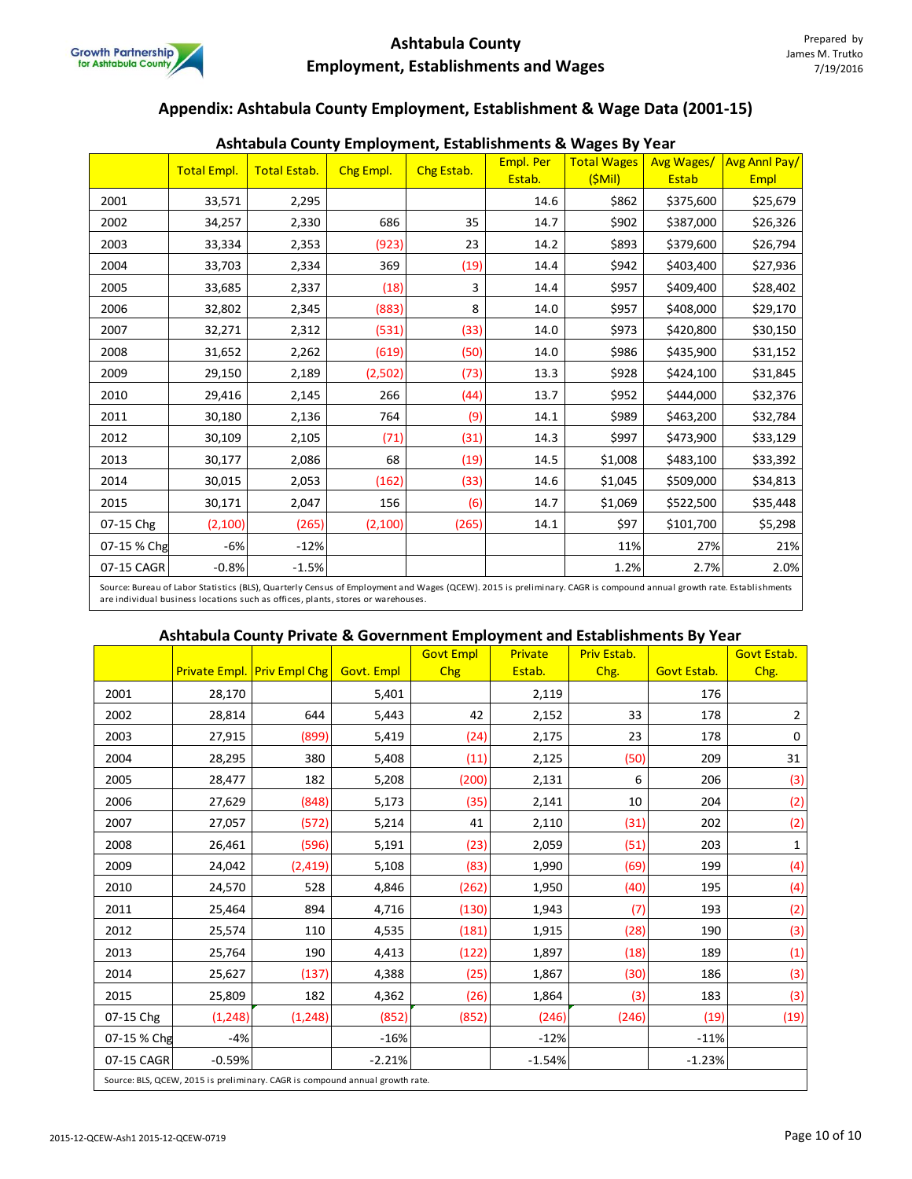## Appendix: Ashtabula County Employment, Establishment & Wage Data (2001-15)

### Ashtabula County Employment, Establishments & Wages By Year

| | Total Empl. | Total Estab. | Chg Empl. | Chg Estab. | Empl. Per Estab. | Total Wages ($Mil) | Avg Wages/ Estab | Avg Annl Pay/ Empl |
|---|---|---|---|---|---|---|---|---|
| 2001 | 33,571 | 2,295 | | | 14.6 | $862 | $375,600 | $25,679 |
| 2002 | 34,257 | 2,330 | 686 | 35 | 14.7 | $902 | $387,000 | $26,326 |
| 2003 | 33,334 | 2,353 | (923) | 23 | 14.2 | $893 | $379,600 | $26,794 |
| 2004 | 33,703 | 2,334 | 369 | (19) | 14.4 | $942 | $403,400 | $27,936 |
| 2005 | 33,685 | 2,337 | (18) | 3 | 14.4 | $957 | $409,400 | $28,402 |
| 2006 | 32,802 | 2,345 | (883) | 8 | 14.0 | $957 | $408,000 | $29,170 |
| 2007 | 32,271 | 2,312 | (531) | (33) | 14.0 | $973 | $420,800 | $30,150 |
| 2008 | 31,652 | 2,262 | (619) | (50) | 14.0 | $986 | $435,900 | $31,152 |
| 2009 | 29,150 | 2,189 | (2,502) | (73) | 13.3 | $928 | $424,100 | $31,845 |
| 2010 | 29,416 | 2,145 | 266 | (44) | 13.7 | $952 | $444,000 | $32,376 |
| 2011 | 30,180 | 2,136 | 764 | (9) | 14.1 | $989 | $463,200 | $32,784 |
| 2012 | 30,109 | 2,105 | (71) | (31) | 14.3 | $997 | $473,900 | $33,129 |
| 2013 | 30,177 | 2,086 | 68 | (19) | 14.5 | $1,008 | $483,100 | $33,392 |
| 2014 | 30,015 | 2,053 | (162) | (33) | 14.6 | $1,045 | $509,000 | $34,813 |
| 2015 | 30,171 | 2,047 | 156 | (6) | 14.7 | $1,069 | $522,500 | $35,448 |
| 07-15 Chg | (2,100) | (265) | (2,100) | (265) | 14.1 | $97 | $101,700 | $5,298 |
| 07-15 % Chg | -6% | -12% | | | | 11% | 27% | 21% |
| 07-15 CAGR | -0.8% | -1.5% | | | | 1.2% | 2.7% | 2.0% |

Source: Bureau of Labor Statistics (BLS), Quarterly Census of Employment and Wages (QCEW). 2015 is preliminary. CAGR is compound annual growth rate. Establishments are individual business locations such as offices, plants, stores or warehouses.

### Ashtabula County Private & Government Employment and Establishments By Year

| | Private Empl. | Priv Empl Chg | Govt. Empl | Govt Empl Chg | Private Estab. | Priv Estab. Chg. | Govt Estab. | Govt Estab. Chg. |
|---|---|---|---|---|---|---|---|---|
| 2001 | 28,170 | | 5,401 | | 2,119 | | 176 | |
| 2002 | 28,814 | 644 | 5,443 | 42 | 2,152 | 33 | 178 | 2 |
| 2003 | 27,915 | (899) | 5,419 | (24) | 2,175 | 23 | 178 | 0 |
| 2004 | 28,295 | 380 | 5,408 | (11) | 2,125 | (50) | 209 | 31 |
| 2005 | 28,477 | 182 | 5,208 | (200) | 2,131 | 6 | 206 | (3) |
| 2006 | 27,629 | (848) | 5,173 | (35) | 2,141 | 10 | 204 | (2) |
| 2007 | 27,057 | (572) | 5,214 | 41 | 2,110 | (31) | 202 | (2) |
| 2008 | 26,461 | (596) | 5,191 | (23) | 2,059 | (51) | 203 | 1 |
| 2009 | 24,042 | (2,419) | 5,108 | (83) | 1,990 | (69) | 199 | (4) |
| 2010 | 24,570 | 528 | 4,846 | (262) | 1,950 | (40) | 195 | (4) |
| 2011 | 25,464 | 894 | 4,716 | (130) | 1,943 | (7) | 193 | (2) |
| 2012 | 25,574 | 110 | 4,535 | (181) | 1,915 | (28) | 190 | (3) |
| 2013 | 25,764 | 190 | 4,413 | (122) | 1,897 | (18) | 189 | (1) |
| 2014 | 25,627 | (137) | 4,388 | (25) | 1,867 | (30) | 186 | (3) |
| 2015 | 25,809 | 182 | 4,362 | (26) | 1,864 | (3) | 183 | (3) |
| 07-15 Chg | (1,248) | (1,248) | (852) | (852) | (246) | (246) | (19) | (19) |
| 07-15 % Chg | -4% | | -16% | | -12% | | -11% | |
| 07-15 CAGR | -0.59% | | -2.21% | | -1.54% | | -1.23% | |

Source: BLS, QCEW, 2015 is preliminary. CAGR is compound annual growth rate.